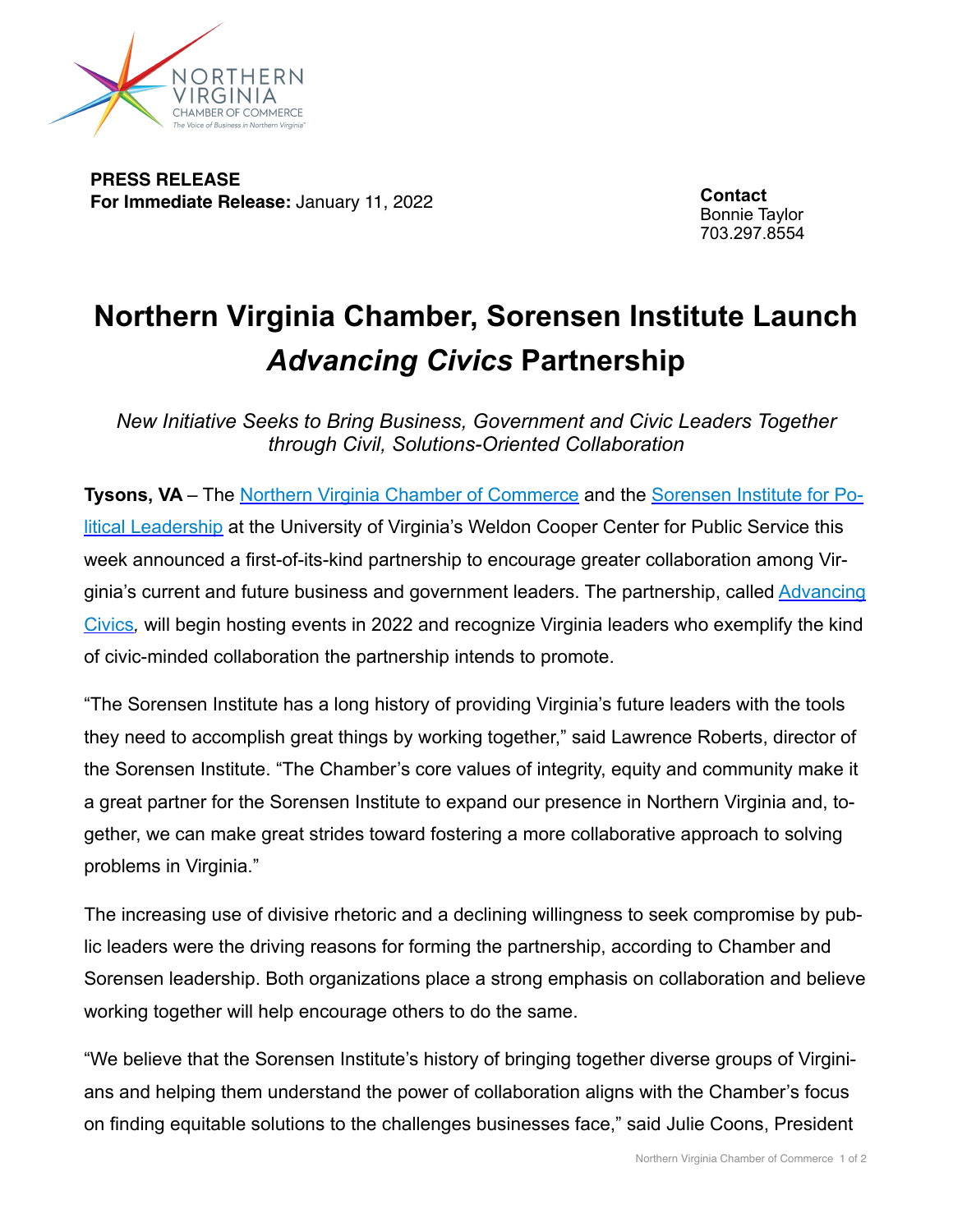**PRESS RELEASE**
**For Immediate Release:** January 11, 2022

**Contact**
Bonnie Taylor
703.297.8554

# Northern Virginia Chamber, Sorensen Institute Launch *Advancing Civics* Partnership

*New Initiative Seeks to Bring Business, Government and Civic Leaders Together through Civil, Solutions-Oriented Collaboration*

**Tysons, VA** – The Northern Virginia Chamber of Commerce and the Sorensen Institute for Political Leadership at the University of Virginia's Weldon Cooper Center for Public Service this week announced a first-of-its-kind partnership to encourage greater collaboration among Virginia's current and future business and government leaders. The partnership, called Advancing Civics, will begin hosting events in 2022 and recognize Virginia leaders who exemplify the kind of civic-minded collaboration the partnership intends to promote.

"The Sorensen Institute has a long history of providing Virginia's future leaders with the tools they need to accomplish great things by working together," said Lawrence Roberts, director of the Sorensen Institute. "The Chamber's core values of integrity, equity and community make it a great partner for the Sorensen Institute to expand our presence in Northern Virginia and, together, we can make great strides toward fostering a more collaborative approach to solving problems in Virginia."

The increasing use of divisive rhetoric and a declining willingness to seek compromise by public leaders were the driving reasons for forming the partnership, according to Chamber and Sorensen leadership. Both organizations place a strong emphasis on collaboration and believe working together will help encourage others to do the same.

"We believe that the Sorensen Institute's history of bringing together diverse groups of Virginians and helping them understand the power of collaboration aligns with the Chamber's focus on finding equitable solutions to the challenges businesses face," said Julie Coons, President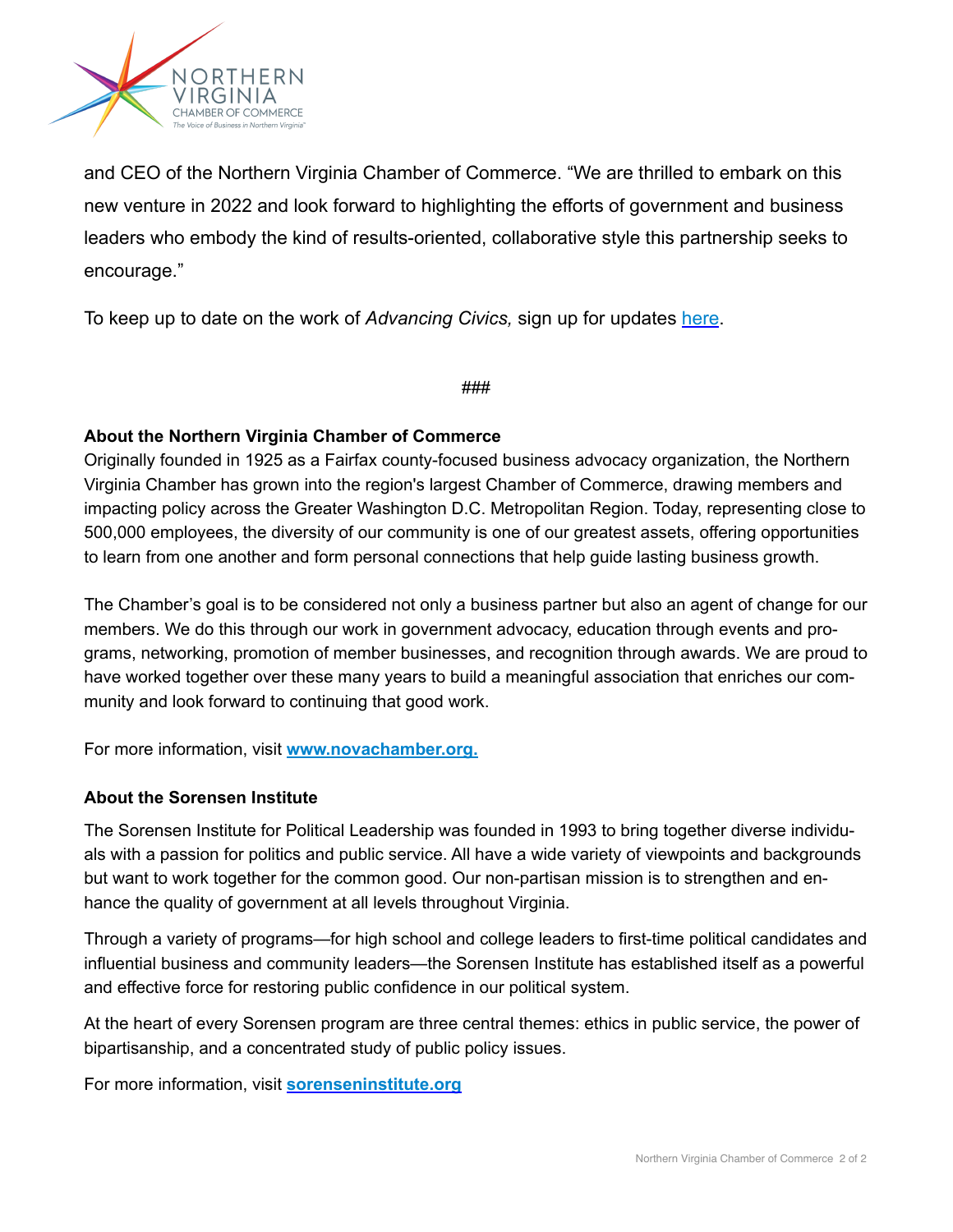and CEO of the Northern Virginia Chamber of Commerce. "We are thrilled to embark on this new venture in 2022 and look forward to highlighting the efforts of government and business leaders who embody the kind of results-oriented, collaborative style this partnership seeks to encourage."

To keep up to date on the work of *Advancing Civics,* sign up for updates here.

###

**About the Northern Virginia Chamber of Commerce**

Originally founded in 1925 as a Fairfax county-focused business advocacy organization, the Northern Virginia Chamber has grown into the region's largest Chamber of Commerce, drawing members and impacting policy across the Greater Washington D.C. Metropolitan Region. Today, representing close to 500,000 employees, the diversity of our community is one of our greatest assets, offering opportunities to learn from one another and form personal connections that help guide lasting business growth.

The Chamber's goal is to be considered not only a business partner but also an agent of change for our members. We do this through our work in government advocacy, education through events and programs, networking, promotion of member businesses, and recognition through awards. We are proud to have worked together over these many years to build a meaningful association that enriches our community and look forward to continuing that good work.

For more information, visit **www.novachamber.org.**

**About the Sorensen Institute**

The Sorensen Institute for Political Leadership was founded in 1993 to bring together diverse individuals with a passion for politics and public service. All have a wide variety of viewpoints and backgrounds but want to work together for the common good. Our non-partisan mission is to strengthen and enhance the quality of government at all levels throughout Virginia.

Through a variety of programs—for high school and college leaders to first-time political candidates and influential business and community leaders—the Sorensen Institute has established itself as a powerful and effective force for restoring public confidence in our political system.

At the heart of every Sorensen program are three central themes: ethics in public service, the power of bipartisanship, and a concentrated study of public policy issues.

For more information, visit **sorenseninstitute.org**